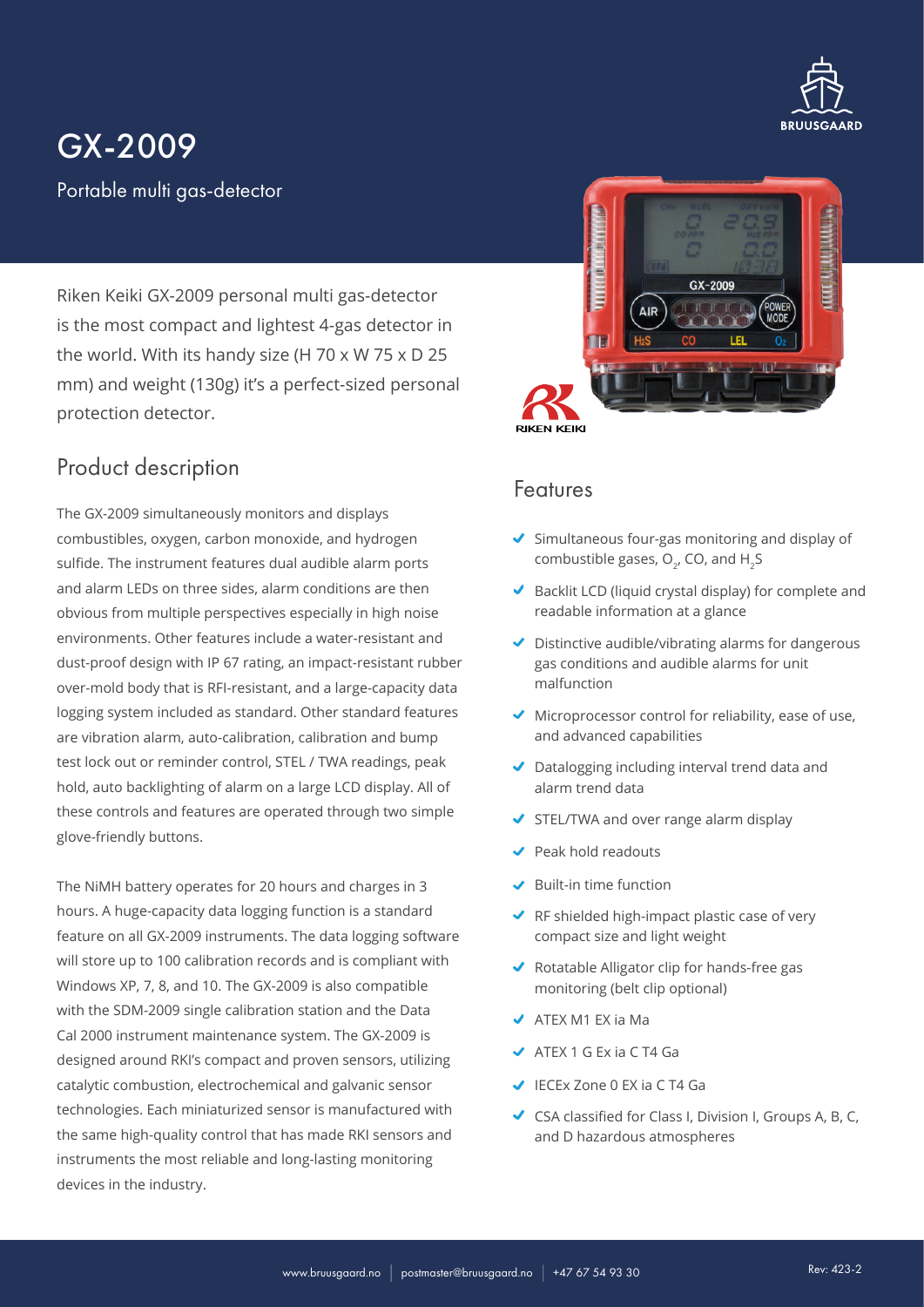# GX-2009

Portable multi gas-detector

Riken Keiki GX-2009 personal multi gas-detector is the most compact and lightest 4-gas detector in the world. With its handy size (H 70 x W 75 x D 25 mm) and weight (130g) it's a perfect-sized personal protection detector.

## Product description

The GX-2009 simultaneously monitors and displays combustibles, oxygen, carbon monoxide, and hydrogen sulfide. The instrument features dual audible alarm ports and alarm LEDs on three sides, alarm conditions are then obvious from multiple perspectives especially in high noise environments. Other features include a water-resistant and dust-proof design with IP 67 rating, an impact-resistant rubber over-mold body that is RFI-resistant, and a large-capacity data logging system included as standard. Other standard features are vibration alarm, auto-calibration, calibration and bump test lock out or reminder control, STEL / TWA readings, peak hold, auto backlighting of alarm on a large LCD display. All of these controls and features are operated through two simple glove-friendly buttons.

The NiMH battery operates for 20 hours and charges in 3 hours. A huge-capacity data logging function is a standard feature on all GX-2009 instruments. The data logging software will store up to 100 calibration records and is compliant with Windows XP, 7, 8, and 10. The GX-2009 is also compatible with the SDM-2009 single calibration station and the Data Cal 2000 instrument maintenance system. The GX-2009 is designed around RKI's compact and proven sensors, utilizing catalytic combustion, electrochemical and galvanic sensor technologies. Each miniaturized sensor is manufactured with the same high-quality control that has made RKI sensors and instruments the most reliable and long-lasting monitoring devices in the industry.

## Features

- Simultaneous four-gas monitoring and display of combustible gases, $O_2$, CO, and $H_2S$
- Backlit LCD (liquid crystal display) for complete and readable information at a glance
- Distinctive audible/vibrating alarms for dangerous gas conditions and audible alarms for unit malfunction
- Microprocessor control for reliability, ease of use, and advanced capabilities
- Datalogging including interval trend data and alarm trend data
- STEL/TWA and over range alarm display
- Peak hold readouts
- Built-in time function
- RF shielded high-impact plastic case of very compact size and light weight
- Rotatable Alligator clip for hands-free gas monitoring (belt clip optional)
- ATEX M1 EX ia Ma
- ATEX 1 G Ex ia C T4 Ga
- IECEx Zone 0 EX ia C T4 Ga
- CSA classified for Class I, Division I, Groups A, B, C, and D hazardous atmospheres

www.bruusgaard.no | postmaster@bruusgaard.no | +47 67 54 93 30

Rev: 423-2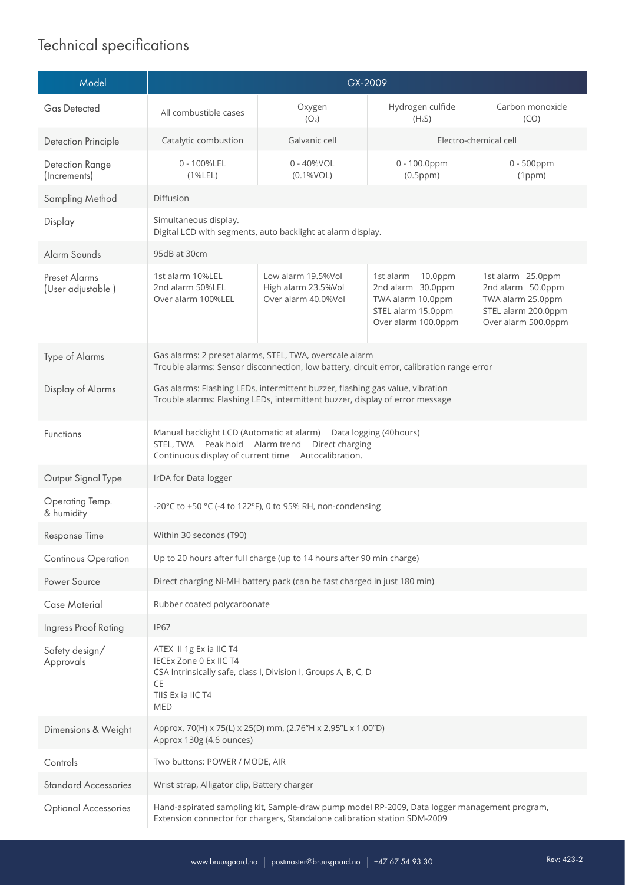# Technical specifications

| Model | GX-2009 | | | |
|---|---|---|---|---|
| Gas Detected | All combustible cases | Oxygen ($O_2$) | Hydrogen culfide ($H_2S$) | Carbon monoxide (CO) |
| Detection Principle | Catalytic combustion | Galvanic cell | Electro-chemical cell | |
| Detection Range (Increments) | 0 - 100%LEL (1%LEL) | 0 - 40%VOL (0.1%VOL) | 0 - 100.0ppm (0.5ppm) | 0 - 500ppm (1ppm) |
| Sampling Method | Diffusion | | | |
| Display | Simultaneous display. Digital LCD with segments, auto backlight at alarm display. | | | |
| Alarm Sounds | 95dB at 30cm | | | |
| Preset Alarms (User adjustable ) | 1st alarm 10%LEL<br>2nd alarm 50%LEL<br>Over alarm 100%LEL | Low alarm 19.5%Vol<br>High alarm 23.5%Vol<br>Over alarm 40.0%Vol | 1st alarm 10.0ppm<br>2nd alarm 30.0ppm<br>TWA alarm 10.0ppm<br>STEL alarm 15.0ppm<br>Over alarm 100.0ppm | 1st alarm 25.0ppm<br>2nd alarm 50.0ppm<br>TWA alarm 25.0ppm<br>STEL alarm 200.0ppm<br>Over alarm 500.0ppm |
| Type of Alarms | Gas alarms: 2 preset alarms, STEL, TWA, overscale alarm<br>Trouble alarms: Sensor disconnection, low battery, circuit error, calibration range error | | | |
| Display of Alarms | Gas alarms: Flashing LEDs, intermittent buzzer, flashing gas value, vibration<br>Trouble alarms: Flashing LEDs, intermittent buzzer, display of error message | | | |
| Functions | Manual backlight LCD (Automatic at alarm) Data logging (40hours)<br>STEL, TWA Peak hold Alarm trend Direct charging<br>Continuous display of current time Autocalibration. | | | |
| Output Signal Type | IrDA for Data logger | | | |
| Operating Temp. & humidity | -20°C to +50 °C (-4 to 122°F), 0 to 95% RH, non-condensing | | | |
| Response Time | Within 30 seconds (T90) | | | |
| Continous Operation | Up to 20 hours after full charge (up to 14 hours after 90 min charge) | | | |
| Power Source | Direct charging Ni-MH battery pack (can be fast charged in just 180 min) | | | |
| Case Material | Rubber coated polycarbonate | | | |
| Ingress Proof Rating | IP67 | | | |
| Safety design/ Approvals | ATEX II 1g Ex ia IIC T4<br>IECEx Zone 0 Ex IIC T4<br>CSA Intrinsically safe, class I, Division I, Groups A, B, C, D<br>CE<br>TIIS Ex ia IIC T4<br>MED | | | |
| Dimensions & Weight | Approx. 70(H) x 75(L) x 25(D) mm, (2.76"H x 2.95"L x 1.00"D)<br>Approx 130g (4.6 ounces) | | | |
| Controls | Two buttons: POWER / MODE, AIR | | | |
| Standard Accessories | Wrist strap, Alligator clip, Battery charger | | | |
| Optional Accessories | Hand-aspirated sampling kit, Sample-draw pump model RP-2009, Data logger management program, Extension connector for chargers, Standalone calibration station SDM-2009 | | | |

www.bruusgaard.no | postmaster@bruusgaard.no | +47 67 54 93 30

Rev: 423-2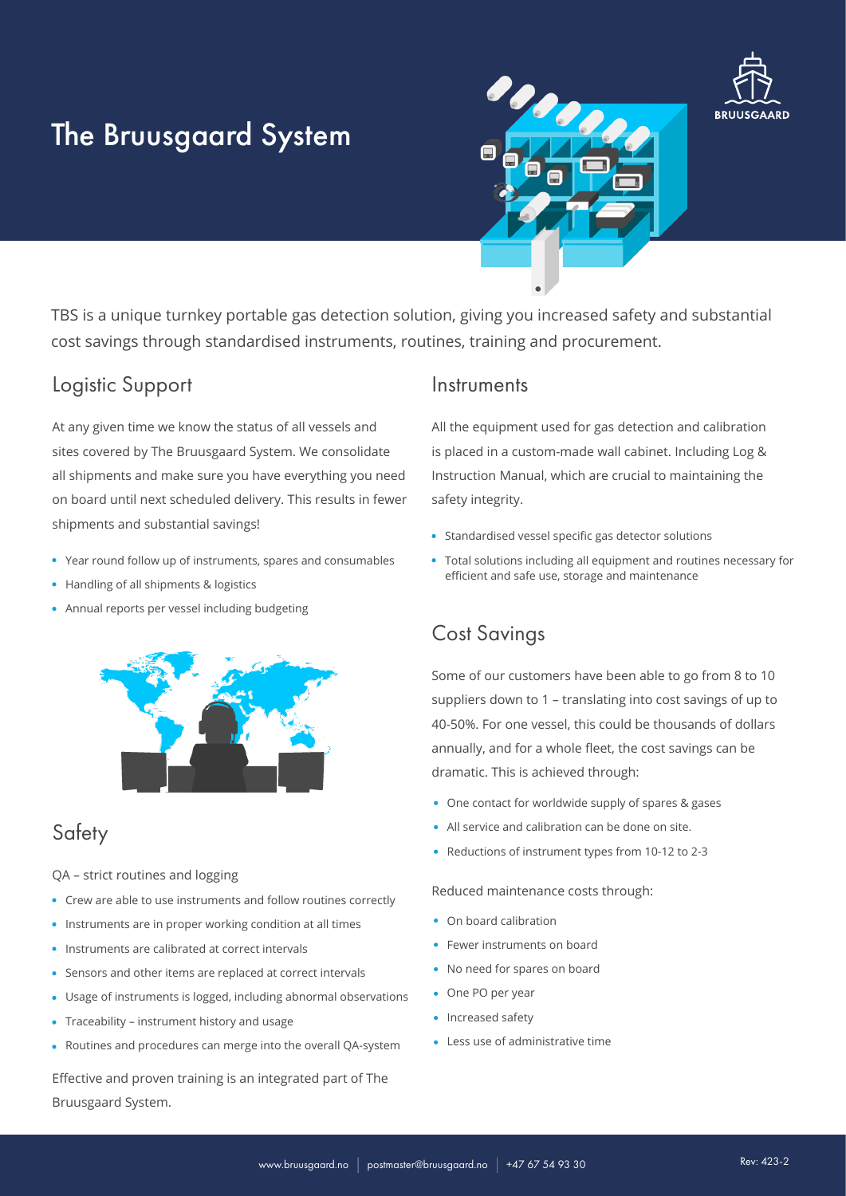# The Bruusgaard System

TBS is a unique turnkey portable gas detection solution, giving you increased safety and substantial cost savings through standardised instruments, routines, training and procurement.

## Logistic Support

At any given time we know the status of all vessels and sites covered by The Bruusgaard System. We consolidate all shipments and make sure you have everything you need on board until next scheduled delivery. This results in fewer shipments and substantial savings!

- Year round follow up of instruments, spares and consumables
- Handling of all shipments & logistics
- Annual reports per vessel including budgeting

## Safety

QA – strict routines and logging

- Crew are able to use instruments and follow routines correctly
- Instruments are in proper working condition at all times
- Instruments are calibrated at correct intervals
- Sensors and other items are replaced at correct intervals
- Usage of instruments is logged, including abnormal observations
- Traceability – instrument history and usage
- Routines and procedures can merge into the overall QA-system

Effective and proven training is an integrated part of The Bruusgaard System.

## Instruments

All the equipment used for gas detection and calibration is placed in a custom-made wall cabinet. Including Log & Instruction Manual, which are crucial to maintaining the safety integrity.

- Standardised vessel specific gas detector solutions
- Total solutions including all equipment and routines necessary for efficient and safe use, storage and maintenance

## Cost Savings

Some of our customers have been able to go from 8 to 10 suppliers down to 1 – translating into cost savings of up to 40-50%. For one vessel, this could be thousands of dollars annually, and for a whole fleet, the cost savings can be dramatic. This is achieved through:

- One contact for worldwide supply of spares & gases
- All service and calibration can be done on site.
- Reductions of instrument types from 10-12 to 2-3

Reduced maintenance costs through:

- On board calibration
- Fewer instruments on board
- No need for spares on board
- One PO per year
- Increased safety
- Less use of administrative time

www.bruusgaard.no | postmaster@bruusgaard.no | +47 67 54 93 30

Rev: 423-2